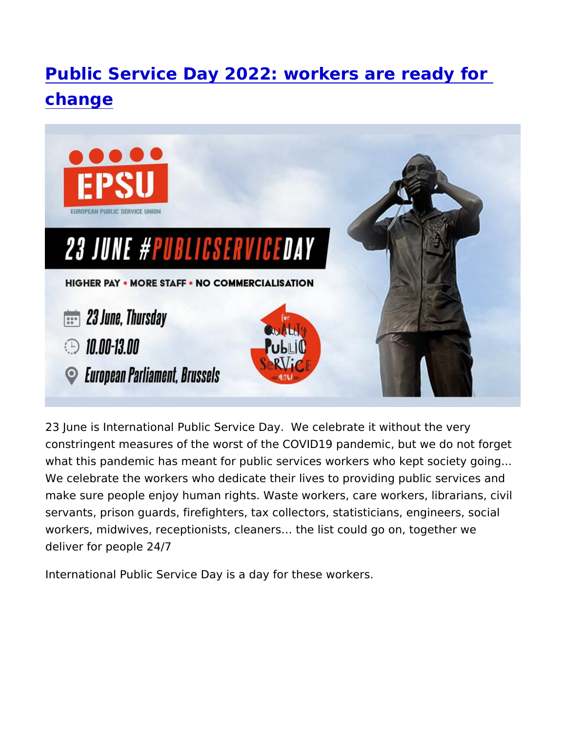# Public Service Day 2022: workers are ready for change

23 June is International Public Service Day. We celebrate it without the very constringent measures of the worst of the COVID19 pandemic, but we do not forget what this pandemic has meant for public services workers who kept society going… We celebrate the workers who dedicate their lives to providing public services and make sure people enjoy human rights. Waste workers, care workers, librarians, civil servants, prison guards, firefighters, tax collectors, statisticians, engineers, social workers, midwives, receptionists, cleaners… the list could go on, together we deliver for people 24/7

International Public Service Day is a day for these workers.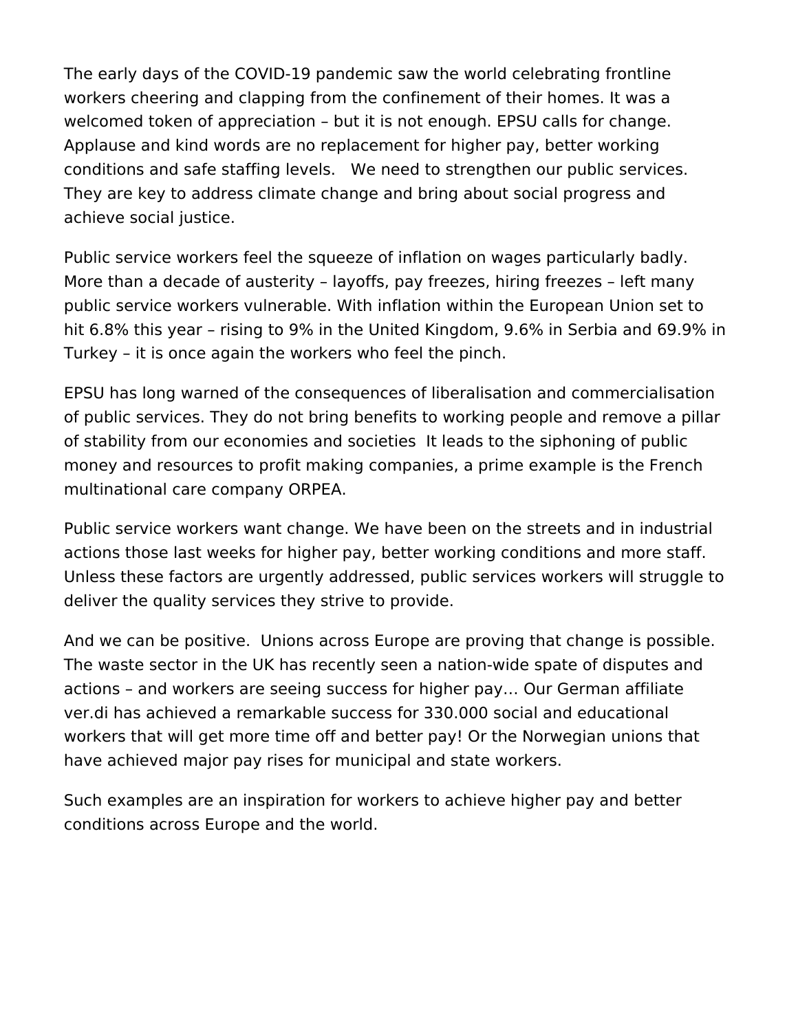The early days of the COVID-19 pandemic saw the world celebrating frontline workers cheering and clapping from the confinement of their homes. It was a welcomed token of appreciation – but it is not enough. EPSU calls for change. Applause and kind words are no replacement for higher pay, better working conditions and safe staffing levels.   We need to strengthen our public services. They are key to address climate change and bring about social progress and achieve social justice.

Public service workers feel the squeeze of inflation on wages particularly badly. More than a decade of austerity – layoffs, pay freezes, hiring freezes – left many public service workers vulnerable. With inflation within the European Union set to hit 6.8% this year – rising to 9% in the United Kingdom, 9.6% in Serbia and 69.9% in Turkey – it is once again the workers who feel the pinch.

EPSU has long warned of the consequences of liberalisation and commercialisation of public services. They do not bring benefits to working people and remove a pillar of stability from our economies and societies  It leads to the siphoning of public money and resources to profit making companies, a prime example is the French multinational care company ORPEA.

Public service workers want change. We have been on the streets and in industrial actions those last weeks for higher pay, better working conditions and more staff. Unless these factors are urgently addressed, public services workers will struggle to deliver the quality services they strive to provide.

And we can be positive.  Unions across Europe are proving that change is possible. The waste sector in the UK has recently seen a nation-wide spate of disputes and actions – and workers are seeing success for higher pay… Our German affiliate ver.di has achieved a remarkable success for 330.000 social and educational workers that will get more time off and better pay! Or the Norwegian unions that have achieved major pay rises for municipal and state workers.

Such examples are an inspiration for workers to achieve higher pay and better conditions across Europe and the world.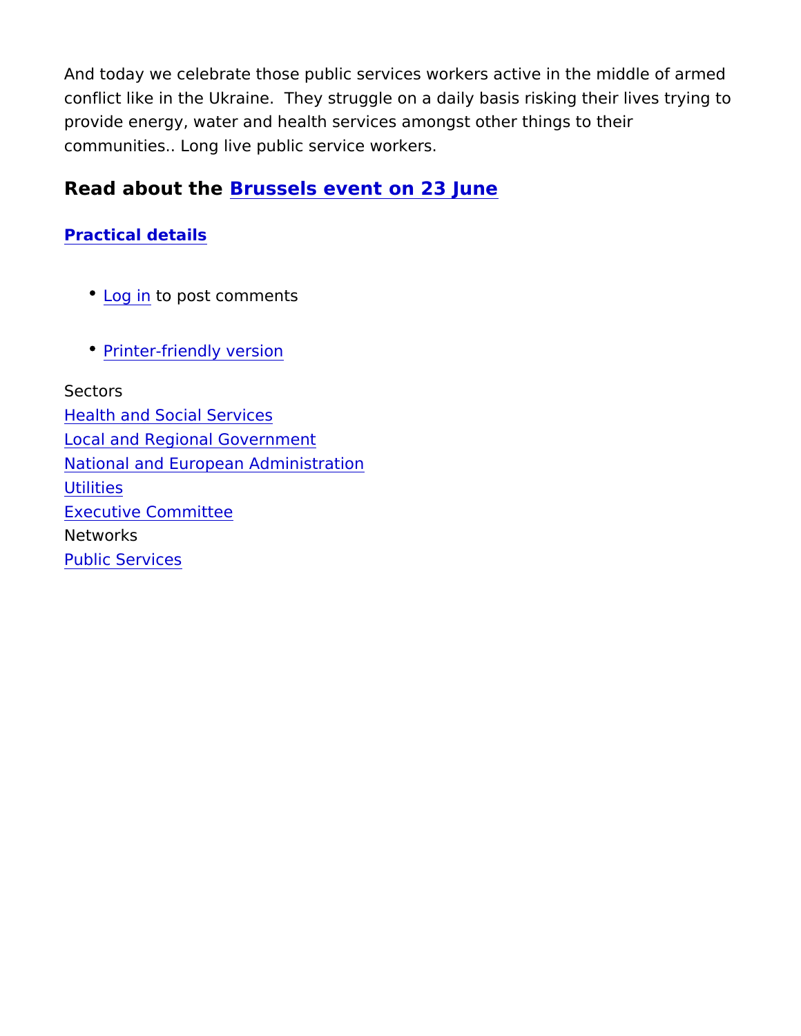And today we celebrate those public services workers active in the middle of armed conflict like in the Ukraine.  They struggle on a daily basis risking their lives trying to provide energy, water and health services amongst other things to their communities.. Long live public service workers.

### Read about the Brussels event on 23 June

**Practical details**

- Log in to post comments
- Printer-friendly version

Sectors
Health and Social Services
Local and Regional Government
National and European Administration
Utilities
Executive Committee
Networks
Public Services